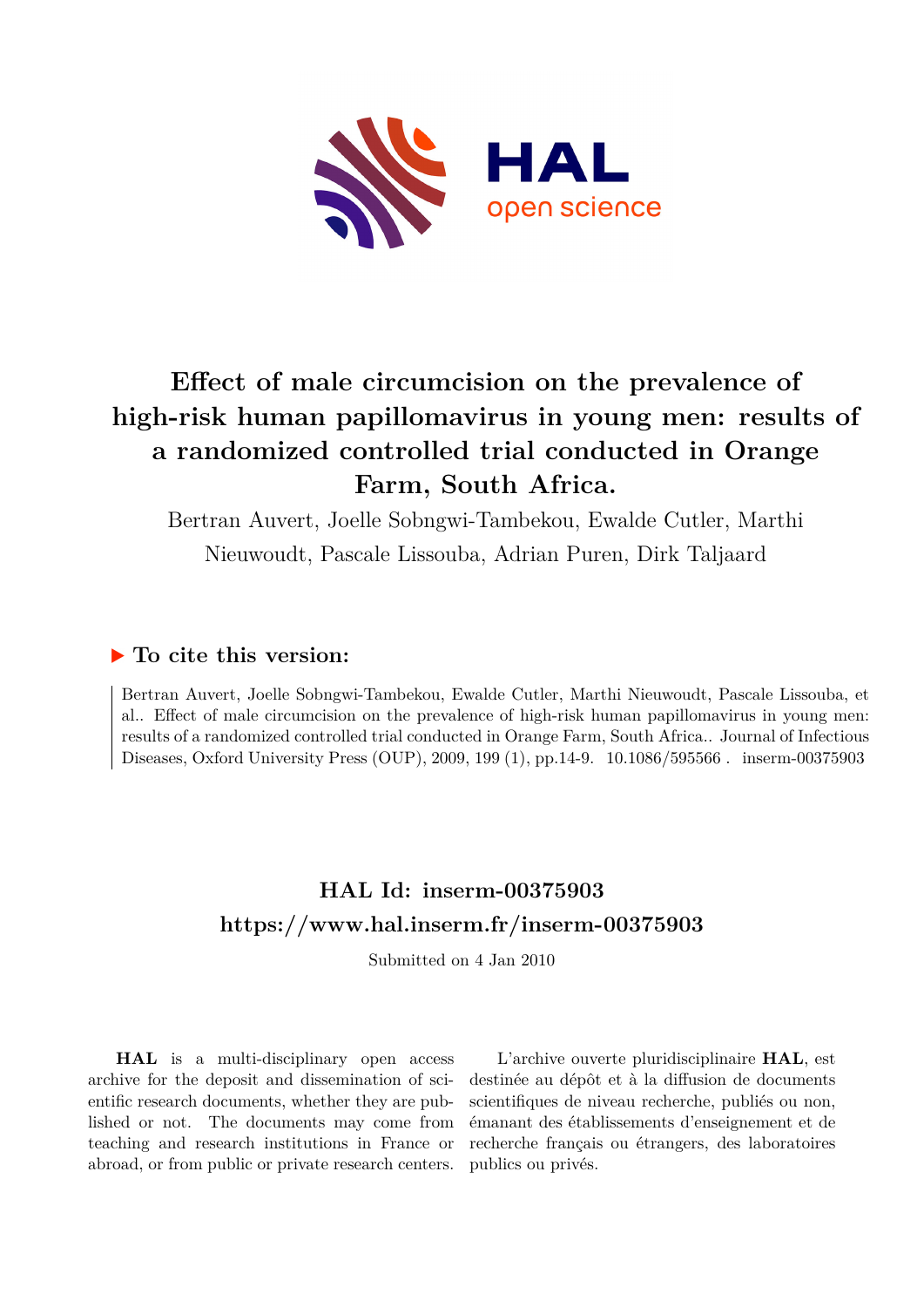# Effect of male circumcision on the prevalence of high-risk human papillomavirus in young men: results of a randomized controlled trial conducted in Orange Farm, South Africa.

Bertran Auvert, Joelle Sobngwi-Tambekou, Ewalde Cutler, Marthi Nieuwoudt, Pascale Lissouba, Adrian Puren, Dirk Taljaard

## ▶ To cite this version:

Bertran Auvert, Joelle Sobngwi-Tambekou, Ewalde Cutler, Marthi Nieuwoudt, Pascale Lissouba, et al.. Effect of male circumcision on the prevalence of high-risk human papillomavirus in young men: results of a randomized controlled trial conducted in Orange Farm, South Africa.. Journal of Infectious Diseases, Oxford University Press (OUP), 2009, 199 (1), pp.14-9. 10.1086/595566 . inserm-00375903

## HAL Id: inserm-00375903
## https://www.hal.inserm.fr/inserm-00375903

Submitted on 4 Jan 2010

**HAL** is a multi-disciplinary open access archive for the deposit and dissemination of scientific research documents, whether they are published or not. The documents may come from teaching and research institutions in France or abroad, or from public or private research centers.

L'archive ouverte pluridisciplinaire **HAL**, est destinée au dépôt et à la diffusion de documents scientifiques de niveau recherche, publiés ou non, émanant des établissements d'enseignement et de recherche français ou étrangers, des laboratoires publics ou privés.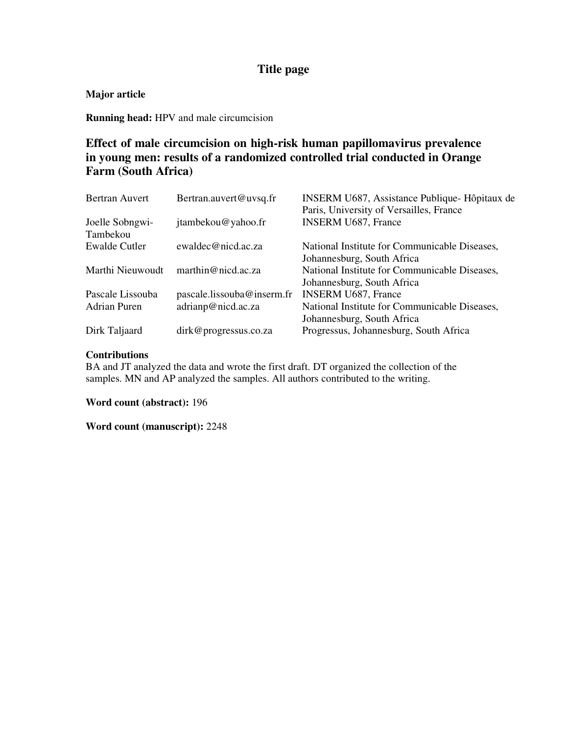# Title page

**Major article**

**Running head:** HPV and male circumcision

## Effect of male circumcision on high-risk human papillomavirus prevalence in young men: results of a randomized controlled trial conducted in Orange Farm (South Africa)

| | | |
|---|---|---|
| Bertran Auvert | Bertran.auvert@uvsq.fr | INSERM U687, Assistance Publique- Hôpitaux de Paris, University of Versailles, France |
| Joelle Sobngwi-Tambekou | jtambekou@yahoo.fr | INSERM U687, France |
| Ewalde Cutler | ewaldec@nicd.ac.za | National Institute for Communicable Diseases, Johannesburg, South Africa |
| Marthi Nieuwoudt | marthin@nicd.ac.za | National Institute for Communicable Diseases, Johannesburg, South Africa |
| Pascale Lissouba | pascale.lissouba@inserm.fr | INSERM U687, France |
| Adrian Puren | adrianp@nicd.ac.za | National Institute for Communicable Diseases, Johannesburg, South Africa |
| Dirk Taljaard | dirk@progressus.co.za | Progressus, Johannesburg, South Africa |

**Contributions**

BA and JT analyzed the data and wrote the first draft. DT organized the collection of the samples. MN and AP analyzed the samples. All authors contributed to the writing.

**Word count (abstract):** 196

**Word count (manuscript):** 2248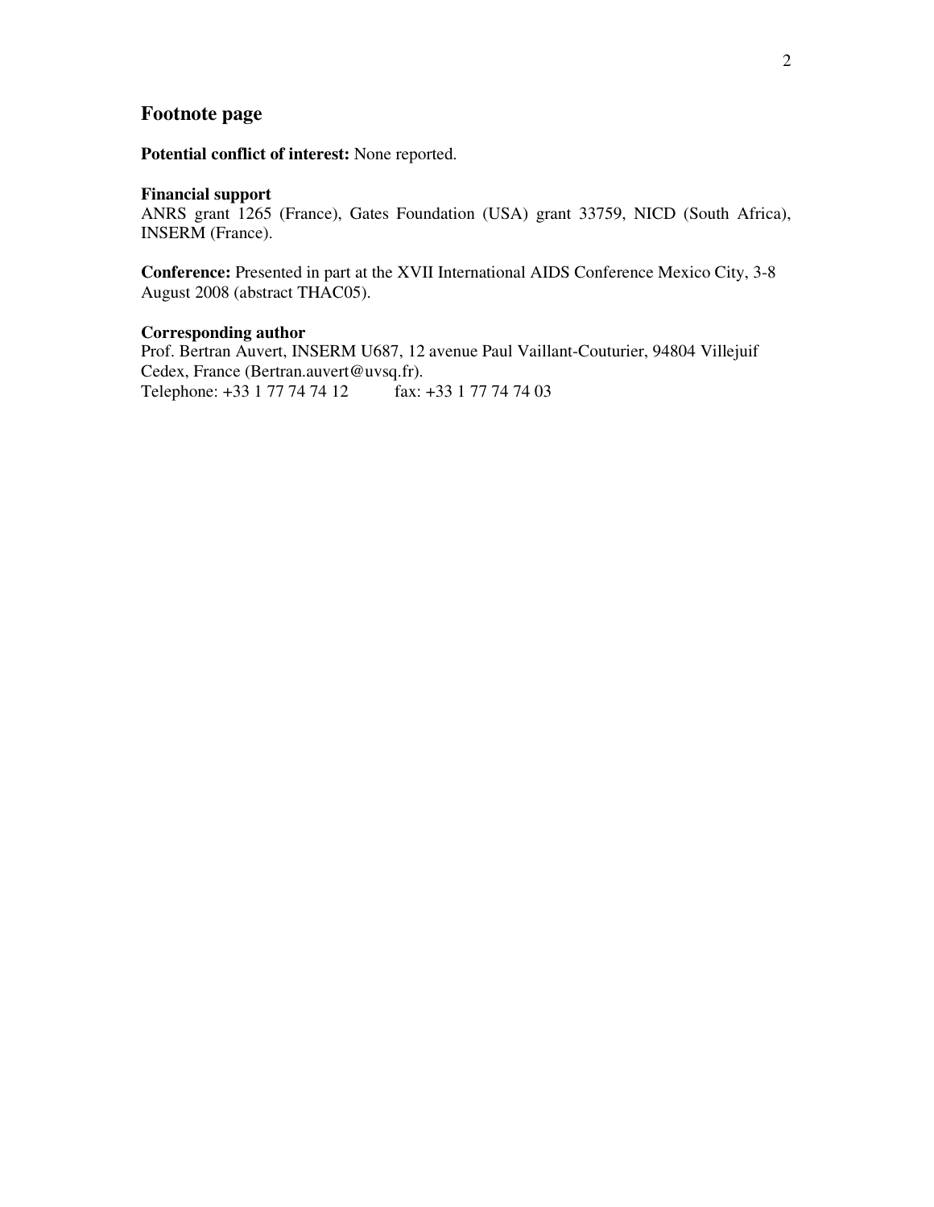## Footnote page

**Potential conflict of interest:** None reported.

**Financial support**
ANRS grant 1265 (France), Gates Foundation (USA) grant 33759, NICD (South Africa), INSERM (France).

**Conference:** Presented in part at the XVII International AIDS Conference Mexico City, 3-8 August 2008 (abstract THAC05).

**Corresponding author**
Prof. Bertran Auvert, INSERM U687, 12 avenue Paul Vaillant-Couturier, 94804 Villejuif Cedex, France (Bertran.auvert@uvsq.fr).
Telephone: +33 1 77 74 74 12 fax: +33 1 77 74 74 03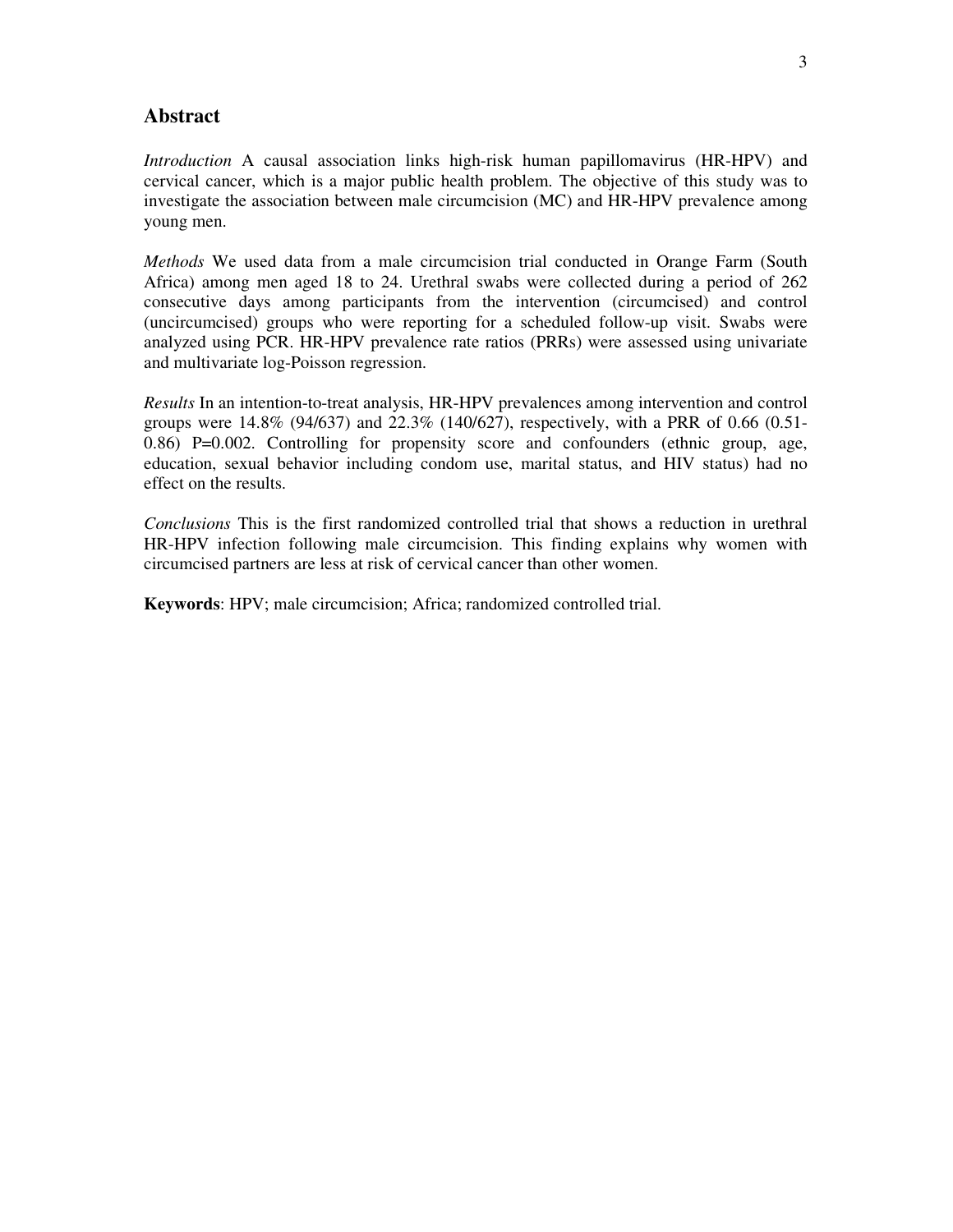## Abstract

*Introduction* A causal association links high-risk human papillomavirus (HR-HPV) and cervical cancer, which is a major public health problem. The objective of this study was to investigate the association between male circumcision (MC) and HR-HPV prevalence among young men.

*Methods* We used data from a male circumcision trial conducted in Orange Farm (South Africa) among men aged 18 to 24. Urethral swabs were collected during a period of 262 consecutive days among participants from the intervention (circumcised) and control (uncircumcised) groups who were reporting for a scheduled follow-up visit. Swabs were analyzed using PCR. HR-HPV prevalence rate ratios (PRRs) were assessed using univariate and multivariate log-Poisson regression.

*Results* In an intention-to-treat analysis, HR-HPV prevalences among intervention and control groups were 14.8% (94/637) and 22.3% (140/627), respectively, with a PRR of 0.66 (0.51-0.86) P=0.002. Controlling for propensity score and confounders (ethnic group, age, education, sexual behavior including condom use, marital status, and HIV status) had no effect on the results.

*Conclusions* This is the first randomized controlled trial that shows a reduction in urethral HR-HPV infection following male circumcision. This finding explains why women with circumcised partners are less at risk of cervical cancer than other women.

**Keywords**: HPV; male circumcision; Africa; randomized controlled trial.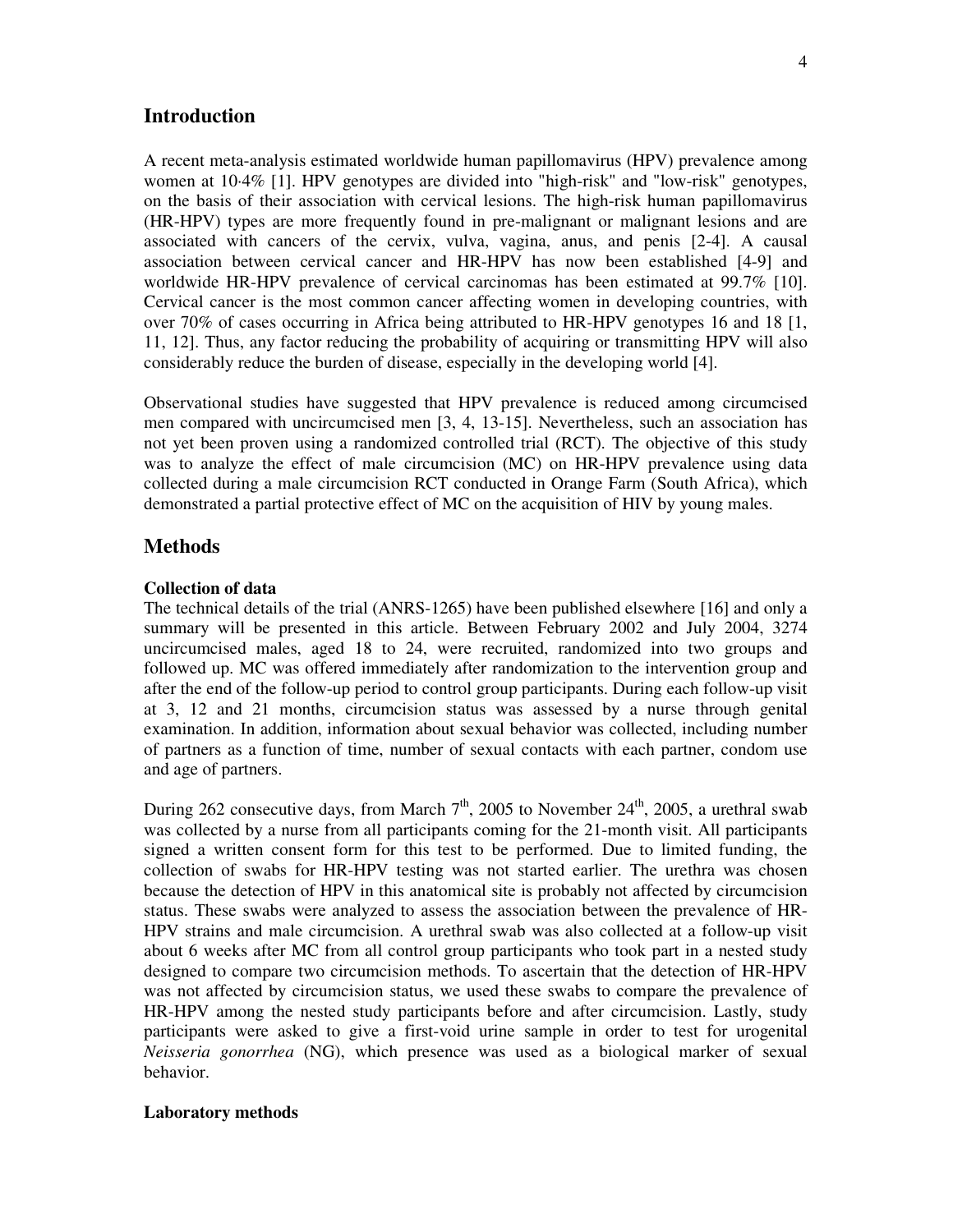## Introduction

A recent meta-analysis estimated worldwide human papillomavirus (HPV) prevalence among women at 10·4% [1]. HPV genotypes are divided into "high-risk" and "low-risk" genotypes, on the basis of their association with cervical lesions. The high-risk human papillomavirus (HR-HPV) types are more frequently found in pre-malignant or malignant lesions and are associated with cancers of the cervix, vulva, vagina, anus, and penis [2-4]. A causal association between cervical cancer and HR-HPV has now been established [4-9] and worldwide HR-HPV prevalence of cervical carcinomas has been estimated at 99.7% [10]. Cervical cancer is the most common cancer affecting women in developing countries, with over 70% of cases occurring in Africa being attributed to HR-HPV genotypes 16 and 18 [1, 11, 12]. Thus, any factor reducing the probability of acquiring or transmitting HPV will also considerably reduce the burden of disease, especially in the developing world [4].

Observational studies have suggested that HPV prevalence is reduced among circumcised men compared with uncircumcised men [3, 4, 13-15]. Nevertheless, such an association has not yet been proven using a randomized controlled trial (RCT). The objective of this study was to analyze the effect of male circumcision (MC) on HR-HPV prevalence using data collected during a male circumcision RCT conducted in Orange Farm (South Africa), which demonstrated a partial protective effect of MC on the acquisition of HIV by young males.

## Methods

### Collection of data

The technical details of the trial (ANRS-1265) have been published elsewhere [16] and only a summary will be presented in this article. Between February 2002 and July 2004, 3274 uncircumcised males, aged 18 to 24, were recruited, randomized into two groups and followed up. MC was offered immediately after randomization to the intervention group and after the end of the follow-up period to control group participants. During each follow-up visit at 3, 12 and 21 months, circumcision status was assessed by a nurse through genital examination. In addition, information about sexual behavior was collected, including number of partners as a function of time, number of sexual contacts with each partner, condom use and age of partners.

During 262 consecutive days, from March 7th, 2005 to November 24th, 2005, a urethral swab was collected by a nurse from all participants coming for the 21-month visit. All participants signed a written consent form for this test to be performed. Due to limited funding, the collection of swabs for HR-HPV testing was not started earlier. The urethra was chosen because the detection of HPV in this anatomical site is probably not affected by circumcision status. These swabs were analyzed to assess the association between the prevalence of HR-HPV strains and male circumcision. A urethral swab was also collected at a follow-up visit about 6 weeks after MC from all control group participants who took part in a nested study designed to compare two circumcision methods. To ascertain that the detection of HR-HPV was not affected by circumcision status, we used these swabs to compare the prevalence of HR-HPV among the nested study participants before and after circumcision. Lastly, study participants were asked to give a first-void urine sample in order to test for urogenital *Neisseria gonorrhea* (NG), which presence was used as a biological marker of sexual behavior.

### Laboratory methods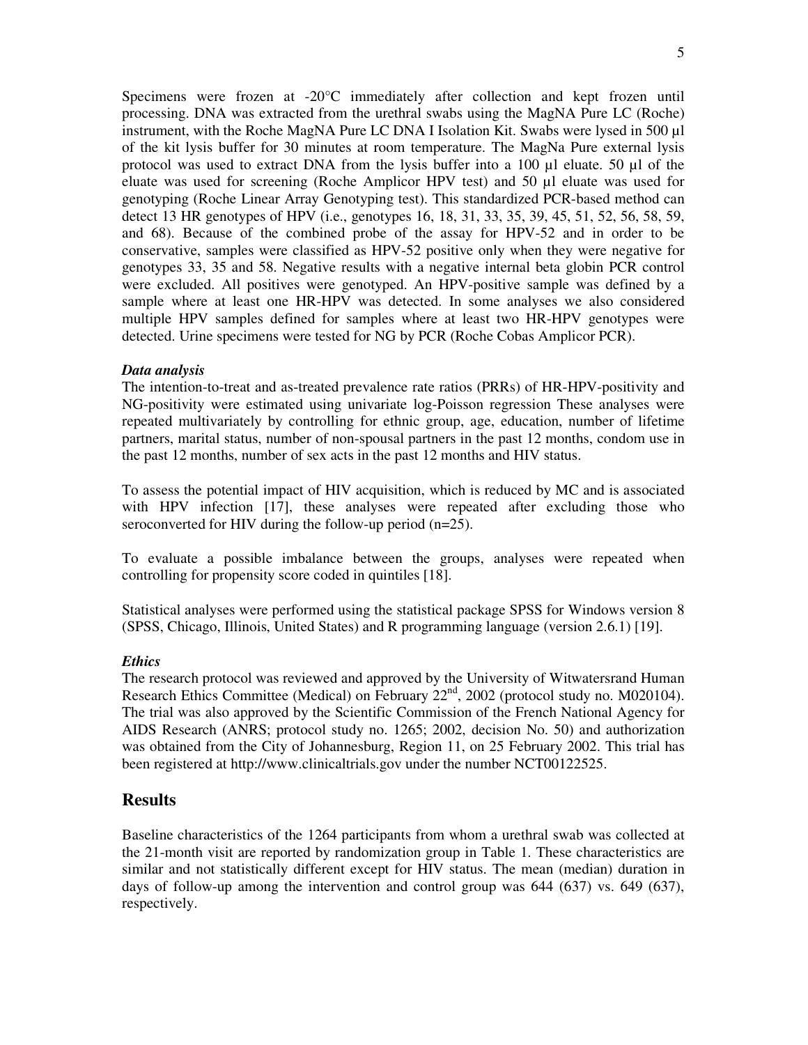Specimens were frozen at -20°C immediately after collection and kept frozen until processing. DNA was extracted from the urethral swabs using the MagNA Pure LC (Roche) instrument, with the Roche MagNA Pure LC DNA I Isolation Kit. Swabs were lysed in 500 µl of the kit lysis buffer for 30 minutes at room temperature. The MagNa Pure external lysis protocol was used to extract DNA from the lysis buffer into a 100 µl eluate. 50 µl of the eluate was used for screening (Roche Amplicor HPV test) and 50 µl eluate was used for genotyping (Roche Linear Array Genotyping test). This standardized PCR-based method can detect 13 HR genotypes of HPV (i.e., genotypes 16, 18, 31, 33, 35, 39, 45, 51, 52, 56, 58, 59, and 68). Because of the combined probe of the assay for HPV-52 and in order to be conservative, samples were classified as HPV-52 positive only when they were negative for genotypes 33, 35 and 58. Negative results with a negative internal beta globin PCR control were excluded. All positives were genotyped. An HPV-positive sample was defined by a sample where at least one HR-HPV was detected. In some analyses we also considered multiple HPV samples defined for samples where at least two HR-HPV genotypes were detected. Urine specimens were tested for NG by PCR (Roche Cobas Amplicor PCR).

***Data analysis***

The intention-to-treat and as-treated prevalence rate ratios (PRRs) of HR-HPV-positivity and NG-positivity were estimated using univariate log-Poisson regression These analyses were repeated multivariately by controlling for ethnic group, age, education, number of lifetime partners, marital status, number of non-spousal partners in the past 12 months, condom use in the past 12 months, number of sex acts in the past 12 months and HIV status.

To assess the potential impact of HIV acquisition, which is reduced by MC and is associated with HPV infection [17], these analyses were repeated after excluding those who seroconverted for HIV during the follow-up period (n=25).

To evaluate a possible imbalance between the groups, analyses were repeated when controlling for propensity score coded in quintiles [18].

Statistical analyses were performed using the statistical package SPSS for Windows version 8 (SPSS, Chicago, Illinois, United States) and R programming language (version 2.6.1) [19].

***Ethics***

The research protocol was reviewed and approved by the University of Witwatersrand Human Research Ethics Committee (Medical) on February 22nd, 2002 (protocol study no. M020104). The trial was also approved by the Scientific Commission of the French National Agency for AIDS Research (ANRS; protocol study no. 1265; 2002, decision No. 50) and authorization was obtained from the City of Johannesburg, Region 11, on 25 February 2002. This trial has been registered at http://www.clinicaltrials.gov under the number NCT00122525.

## Results

Baseline characteristics of the 1264 participants from whom a urethral swab was collected at the 21-month visit are reported by randomization group in Table 1. These characteristics are similar and not statistically different except for HIV status. The mean (median) duration in days of follow-up among the intervention and control group was 644 (637) vs. 649 (637), respectively.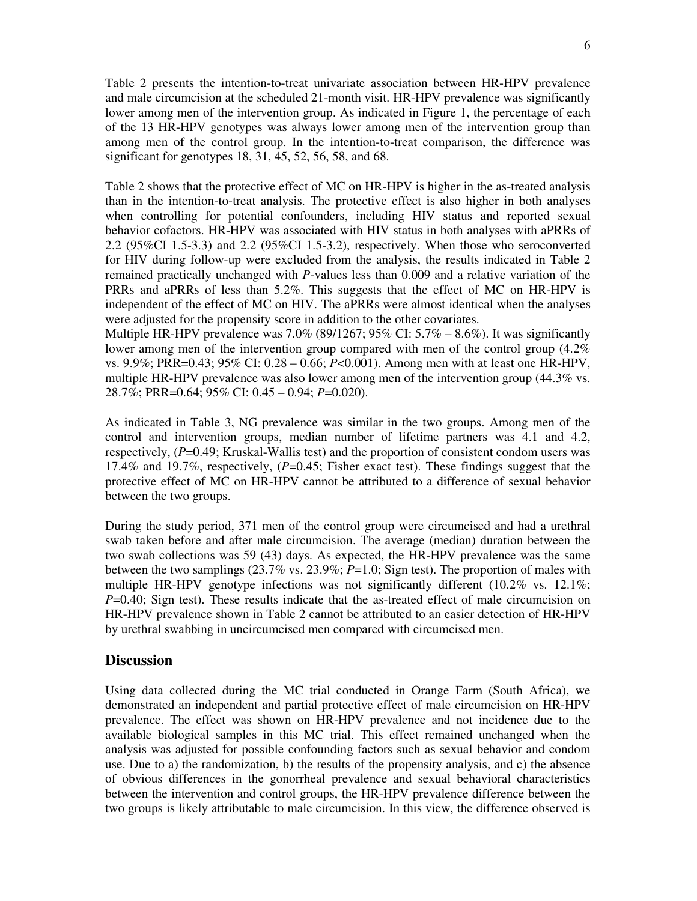Table 2 presents the intention-to-treat univariate association between HR-HPV prevalence and male circumcision at the scheduled 21-month visit. HR-HPV prevalence was significantly lower among men of the intervention group. As indicated in Figure 1, the percentage of each of the 13 HR-HPV genotypes was always lower among men of the intervention group than among men of the control group. In the intention-to-treat comparison, the difference was significant for genotypes 18, 31, 45, 52, 56, 58, and 68.

Table 2 shows that the protective effect of MC on HR-HPV is higher in the as-treated analysis than in the intention-to-treat analysis. The protective effect is also higher in both analyses when controlling for potential confounders, including HIV status and reported sexual behavior cofactors. HR-HPV was associated with HIV status in both analyses with aPRRs of 2.2 (95%CI 1.5-3.3) and 2.2 (95%CI 1.5-3.2), respectively. When those who seroconverted for HIV during follow-up were excluded from the analysis, the results indicated in Table 2 remained practically unchanged with *P*-values less than 0.009 and a relative variation of the PRRs and aPRRs of less than 5.2%. This suggests that the effect of MC on HR-HPV is independent of the effect of MC on HIV. The aPRRs were almost identical when the analyses were adjusted for the propensity score in addition to the other covariates.
Multiple HR-HPV prevalence was 7.0% (89/1267; 95% CI: 5.7% – 8.6%). It was significantly lower among men of the intervention group compared with men of the control group (4.2% vs. 9.9%; PRR=0.43; 95% CI: 0.28 – 0.66; *P*<0.001). Among men with at least one HR-HPV, multiple HR-HPV prevalence was also lower among men of the intervention group (44.3% vs. 28.7%; PRR=0.64; 95% CI: 0.45 – 0.94; *P*=0.020).

As indicated in Table 3, NG prevalence was similar in the two groups. Among men of the control and intervention groups, median number of lifetime partners was 4.1 and 4.2, respectively, (*P*=0.49; Kruskal-Wallis test) and the proportion of consistent condom users was 17.4% and 19.7%, respectively, (*P*=0.45; Fisher exact test). These findings suggest that the protective effect of MC on HR-HPV cannot be attributed to a difference of sexual behavior between the two groups.

During the study period, 371 men of the control group were circumcised and had a urethral swab taken before and after male circumcision. The average (median) duration between the two swab collections was 59 (43) days. As expected, the HR-HPV prevalence was the same between the two samplings (23.7% vs. 23.9%; *P*=1.0; Sign test). The proportion of males with multiple HR-HPV genotype infections was not significantly different (10.2% vs. 12.1%; *P*=0.40; Sign test). These results indicate that the as-treated effect of male circumcision on HR-HPV prevalence shown in Table 2 cannot be attributed to an easier detection of HR-HPV by urethral swabbing in uncircumcised men compared with circumcised men.

## Discussion

Using data collected during the MC trial conducted in Orange Farm (South Africa), we demonstrated an independent and partial protective effect of male circumcision on HR-HPV prevalence. The effect was shown on HR-HPV prevalence and not incidence due to the available biological samples in this MC trial. This effect remained unchanged when the analysis was adjusted for possible confounding factors such as sexual behavior and condom use. Due to a) the randomization, b) the results of the propensity analysis, and c) the absence of obvious differences in the gonorrheal prevalence and sexual behavioral characteristics between the intervention and control groups, the HR-HPV prevalence difference between the two groups is likely attributable to male circumcision. In this view, the difference observed is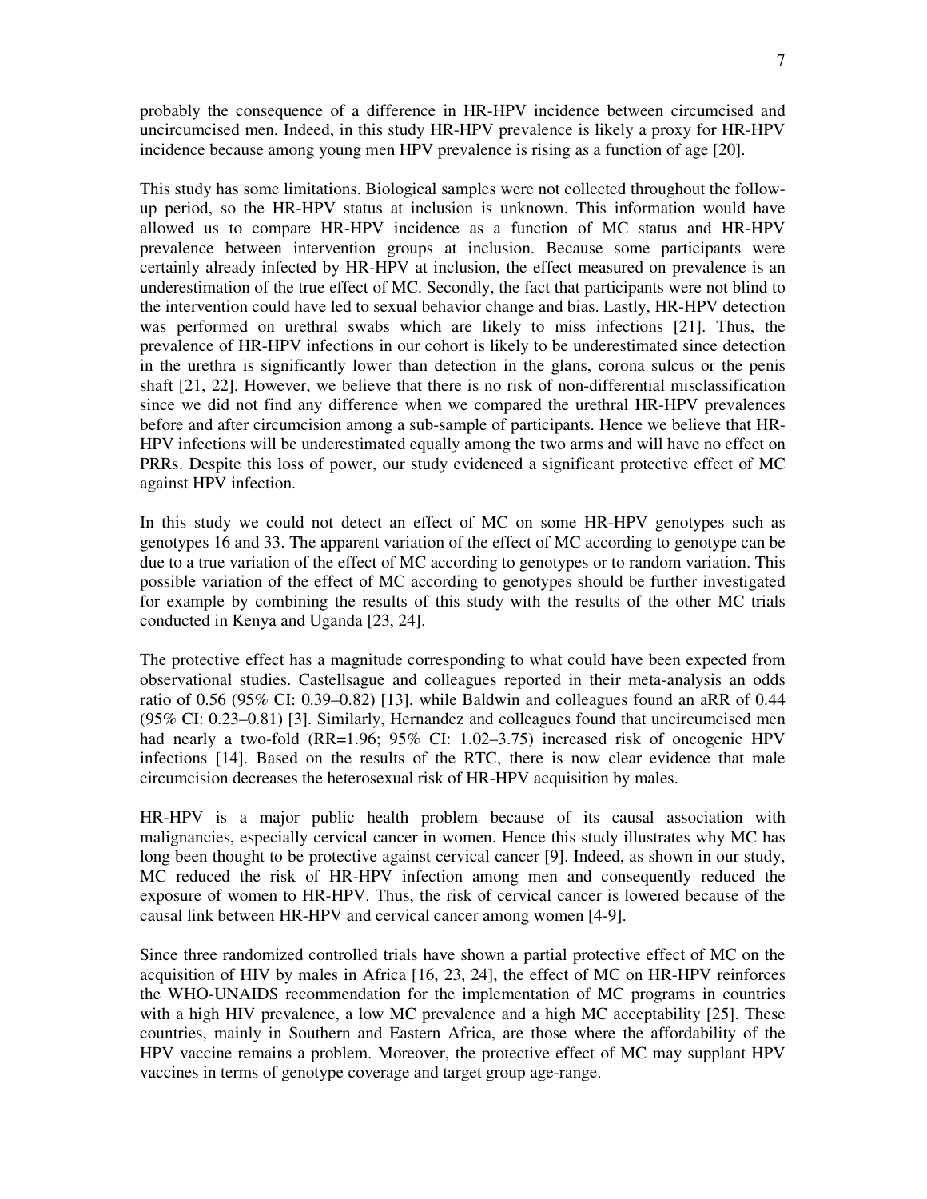probably the consequence of a difference in HR-HPV incidence between circumcised and uncircumcised men. Indeed, in this study HR-HPV prevalence is likely a proxy for HR-HPV incidence because among young men HPV prevalence is rising as a function of age [20].

This study has some limitations. Biological samples were not collected throughout the follow-up period, so the HR-HPV status at inclusion is unknown. This information would have allowed us to compare HR-HPV incidence as a function of MC status and HR-HPV prevalence between intervention groups at inclusion. Because some participants were certainly already infected by HR-HPV at inclusion, the effect measured on prevalence is an underestimation of the true effect of MC. Secondly, the fact that participants were not blind to the intervention could have led to sexual behavior change and bias. Lastly, HR-HPV detection was performed on urethral swabs which are likely to miss infections [21]. Thus, the prevalence of HR-HPV infections in our cohort is likely to be underestimated since detection in the urethra is significantly lower than detection in the glans, corona sulcus or the penis shaft [21, 22]. However, we believe that there is no risk of non-differential misclassification since we did not find any difference when we compared the urethral HR-HPV prevalences before and after circumcision among a sub-sample of participants. Hence we believe that HR-HPV infections will be underestimated equally among the two arms and will have no effect on PRRs. Despite this loss of power, our study evidenced a significant protective effect of MC against HPV infection.

In this study we could not detect an effect of MC on some HR-HPV genotypes such as genotypes 16 and 33. The apparent variation of the effect of MC according to genotype can be due to a true variation of the effect of MC according to genotypes or to random variation. This possible variation of the effect of MC according to genotypes should be further investigated for example by combining the results of this study with the results of the other MC trials conducted in Kenya and Uganda [23, 24].

The protective effect has a magnitude corresponding to what could have been expected from observational studies. Castellsague and colleagues reported in their meta-analysis an odds ratio of 0.56 (95% CI: 0.39–0.82) [13], while Baldwin and colleagues found an aRR of 0.44 (95% CI: 0.23–0.81) [3]. Similarly, Hernandez and colleagues found that uncircumcised men had nearly a two-fold (RR=1.96; 95% CI: 1.02–3.75) increased risk of oncogenic HPV infections [14]. Based on the results of the RTC, there is now clear evidence that male circumcision decreases the heterosexual risk of HR-HPV acquisition by males.

HR-HPV is a major public health problem because of its causal association with malignancies, especially cervical cancer in women. Hence this study illustrates why MC has long been thought to be protective against cervical cancer [9]. Indeed, as shown in our study, MC reduced the risk of HR-HPV infection among men and consequently reduced the exposure of women to HR-HPV. Thus, the risk of cervical cancer is lowered because of the causal link between HR-HPV and cervical cancer among women [4-9].

Since three randomized controlled trials have shown a partial protective effect of MC on the acquisition of HIV by males in Africa [16, 23, 24], the effect of MC on HR-HPV reinforces the WHO-UNAIDS recommendation for the implementation of MC programs in countries with a high HIV prevalence, a low MC prevalence and a high MC acceptability [25]. These countries, mainly in Southern and Eastern Africa, are those where the affordability of the HPV vaccine remains a problem. Moreover, the protective effect of MC may supplant HPV vaccines in terms of genotype coverage and target group age-range.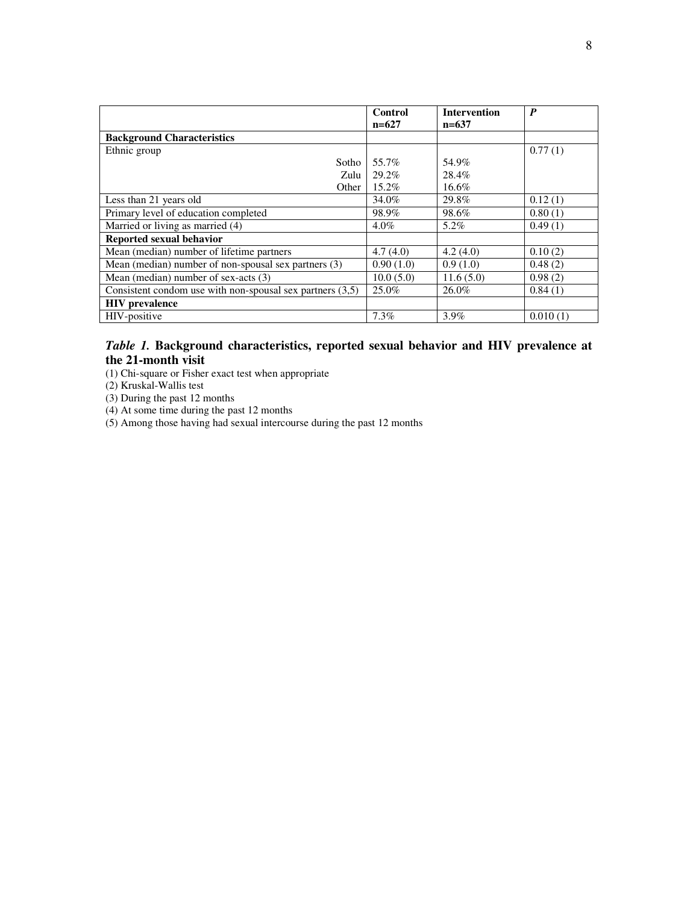| | Control n=627 | Intervention n=637 | *P* |
|---|---|---|---|
| **Background Characteristics** | | | |
| Ethnic group | | | 0.77 (1) |
| Sotho | 55.7% | 54.9% | |
| Zulu | 29.2% | 28.4% | |
| Other | 15.2% | 16.6% | |
| Less than 21 years old | 34.0% | 29.8% | 0.12 (1) |
| Primary level of education completed | 98.9% | 98.6% | 0.80 (1) |
| Married or living as married (4) | 4.0% | 5.2% | 0.49 (1) |
| **Reported sexual behavior** | | | |
| Mean (median) number of lifetime partners | 4.7 (4.0) | 4.2 (4.0) | 0.10 (2) |
| Mean (median) number of non-spousal sex partners (3) | 0.90 (1.0) | 0.9 (1.0) | 0.48 (2) |
| Mean (median) number of sex-acts (3) | 10.0 (5.0) | 11.6 (5.0) | 0.98 (2) |
| Consistent condom use with non-spousal sex partners (3,5) | 25.0% | 26.0% | 0.84 (1) |
| **HIV prevalence** | | | |
| HIV-positive | 7.3% | 3.9% | 0.010 (1) |

***Table 1.*** **Background characteristics, reported sexual behavior and HIV prevalence at the 21-month visit**

(1) Chi-square or Fisher exact test when appropriate
(2) Kruskal-Wallis test
(3) During the past 12 months
(4) At some time during the past 12 months
(5) Among those having had sexual intercourse during the past 12 months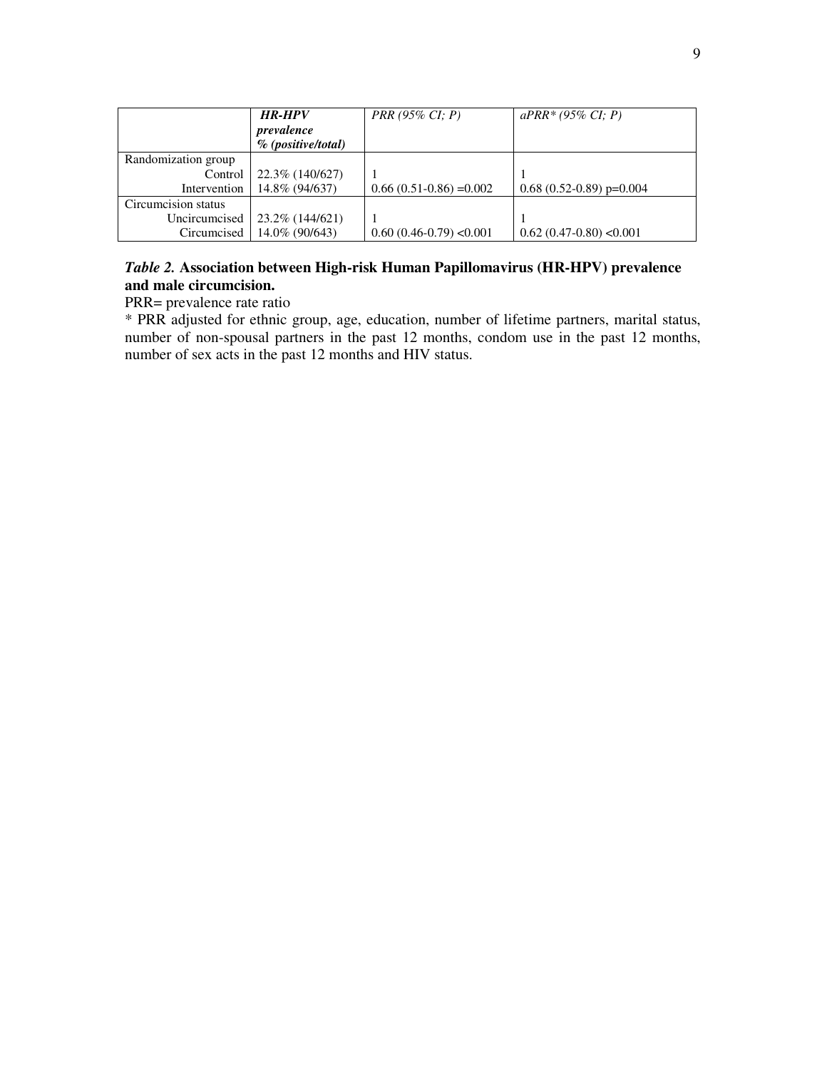| | ***HR-HPV prevalence % (positive/total)*** | *PRR (95% CI; P)* | *aPRR* (95% CI; P)* |
|---|---|---|---|
| Randomization group | | | |
| Control | 22.3% (140/627) | 1 | 1 |
| Intervention | 14.8% (94/637) | 0.66 (0.51-0.86) =0.002 | 0.68 (0.52-0.89) p=0.004 |
| Circumcision status | | | |
| Uncircumcised | 23.2% (144/621) | 1 | 1 |
| Circumcised | 14.0% (90/643) | 0.60 (0.46-0.79) <0.001 | 0.62 (0.47-0.80) <0.001 |

***Table 2.*** **Association between High-risk Human Papillomavirus (HR-HPV) prevalence and male circumcision.**

PRR= prevalence rate ratio

* PRR adjusted for ethnic group, age, education, number of lifetime partners, marital status, number of non-spousal partners in the past 12 months, condom use in the past 12 months, number of sex acts in the past 12 months and HIV status.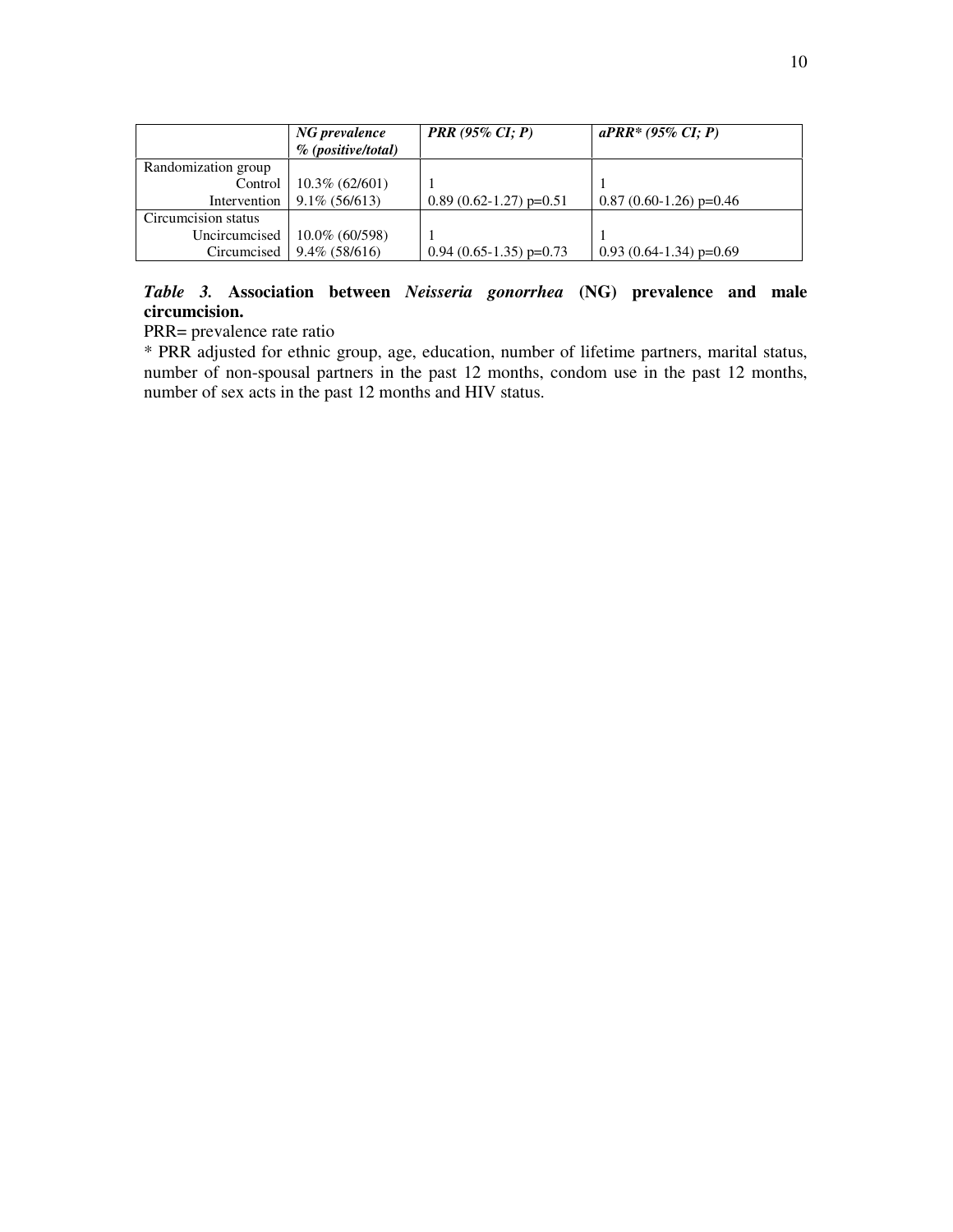| | *NG prevalence % (positive/total)* | *PRR (95% CI; P)* | *aPRR* (95% CI; P)* |
|---|---|---|---|
| Randomization group | | | |
| Control | 10.3% (62/601) | 1 | 1 |
| Intervention | 9.1% (56/613) | 0.89 (0.62-1.27) p=0.51 | 0.87 (0.60-1.26) p=0.46 |
| Circumcision status | | | |
| Uncircumcised | 10.0% (60/598) | 1 | 1 |
| Circumcised | 9.4% (58/616) | 0.94 (0.65-1.35) p=0.73 | 0.93 (0.64-1.34) p=0.69 |

***Table 3.*** **Association between *Neisseria gonorrhea* (NG) prevalence and male circumcision.**

PRR= prevalence rate ratio

* PRR adjusted for ethnic group, age, education, number of lifetime partners, marital status, number of non-spousal partners in the past 12 months, condom use in the past 12 months, number of sex acts in the past 12 months and HIV status.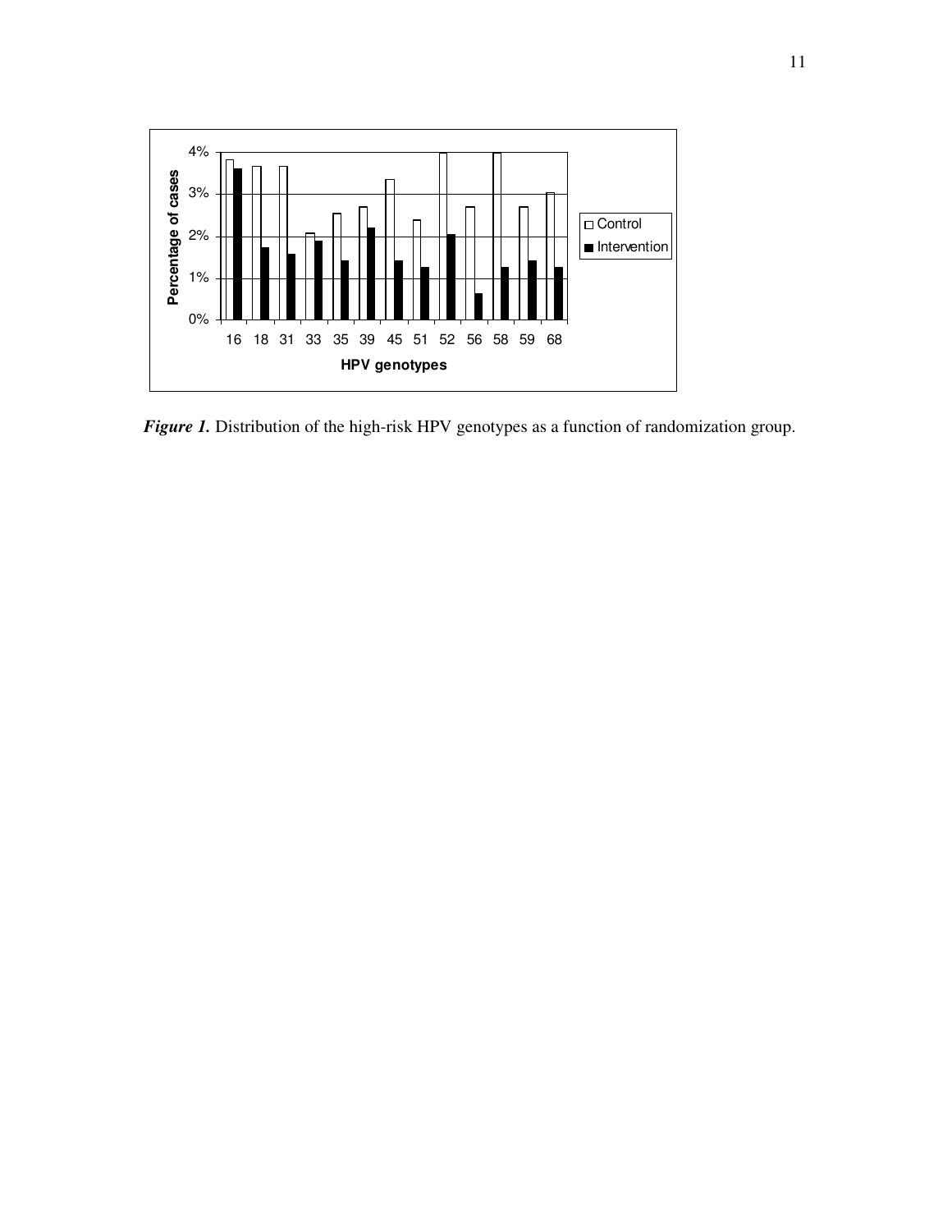*Figure 1.* Distribution of the high-risk HPV genotypes as a function of randomization group.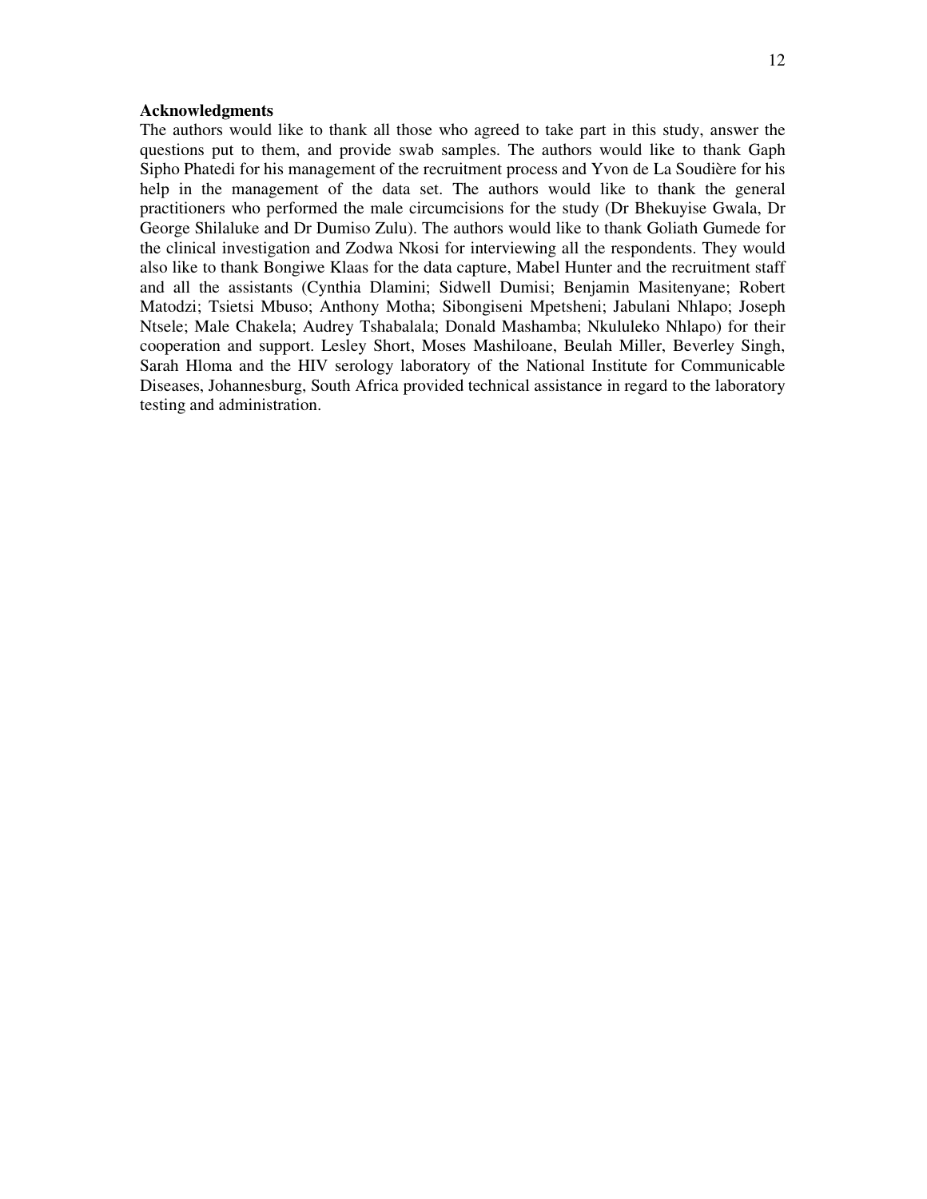**Acknowledgments**

The authors would like to thank all those who agreed to take part in this study, answer the questions put to them, and provide swab samples. The authors would like to thank Gaph Sipho Phatedi for his management of the recruitment process and Yvon de La Soudière for his help in the management of the data set. The authors would like to thank the general practitioners who performed the male circumcisions for the study (Dr Bhekuyise Gwala, Dr George Shilaluke and Dr Dumiso Zulu). The authors would like to thank Goliath Gumede for the clinical investigation and Zodwa Nkosi for interviewing all the respondents. They would also like to thank Bongiwe Klaas for the data capture, Mabel Hunter and the recruitment staff and all the assistants (Cynthia Dlamini; Sidwell Dumisi; Benjamin Masitenyane; Robert Matodzi; Tsietsi Mbuso; Anthony Motha; Sibongiseni Mpetsheni; Jabulani Nhlapo; Joseph Ntsele; Male Chakela; Audrey Tshabalala; Donald Mashamba; Nkululeko Nhlapo) for their cooperation and support. Lesley Short, Moses Mashiloane, Beulah Miller, Beverley Singh, Sarah Hloma and the HIV serology laboratory of the National Institute for Communicable Diseases, Johannesburg, South Africa provided technical assistance in regard to the laboratory testing and administration.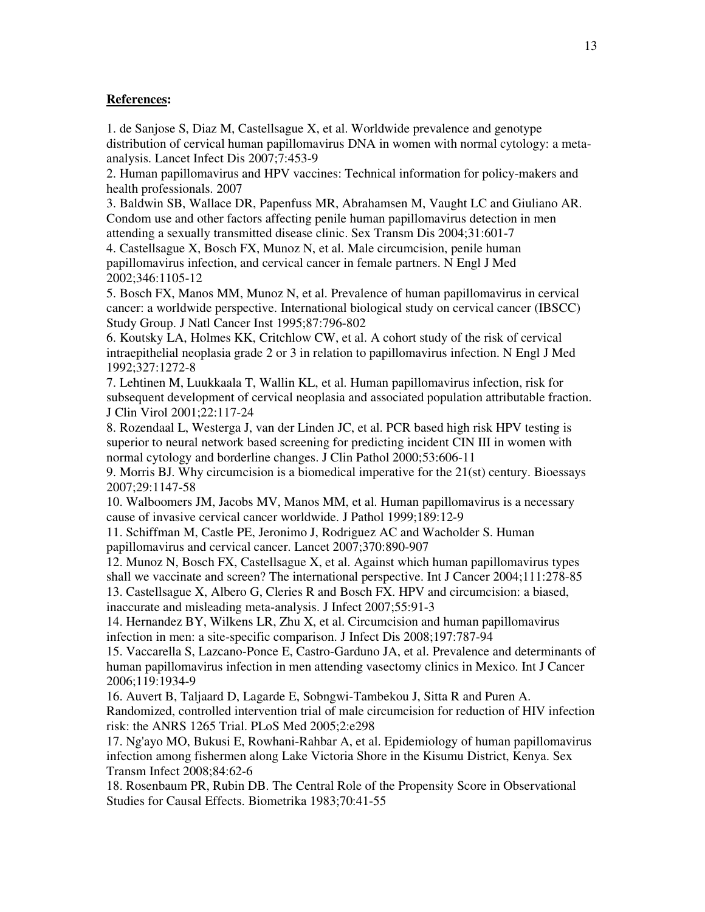**References:**

1. de Sanjose S, Diaz M, Castellsague X, et al. Worldwide prevalence and genotype distribution of cervical human papillomavirus DNA in women with normal cytology: a meta-analysis. Lancet Infect Dis 2007;7:453-9
2. Human papillomavirus and HPV vaccines: Technical information for policy-makers and health professionals. 2007
3. Baldwin SB, Wallace DR, Papenfuss MR, Abrahamsen M, Vaught LC and Giuliano AR. Condom use and other factors affecting penile human papillomavirus detection in men attending a sexually transmitted disease clinic. Sex Transm Dis 2004;31:601-7
4. Castellsague X, Bosch FX, Munoz N, et al. Male circumcision, penile human papillomavirus infection, and cervical cancer in female partners. N Engl J Med 2002;346:1105-12
5. Bosch FX, Manos MM, Munoz N, et al. Prevalence of human papillomavirus in cervical cancer: a worldwide perspective. International biological study on cervical cancer (IBSCC) Study Group. J Natl Cancer Inst 1995;87:796-802
6. Koutsky LA, Holmes KK, Critchlow CW, et al. A cohort study of the risk of cervical intraepithelial neoplasia grade 2 or 3 in relation to papillomavirus infection. N Engl J Med 1992;327:1272-8
7. Lehtinen M, Luukkaala T, Wallin KL, et al. Human papillomavirus infection, risk for subsequent development of cervical neoplasia and associated population attributable fraction. J Clin Virol 2001;22:117-24
8. Rozendaal L, Westerga J, van der Linden JC, et al. PCR based high risk HPV testing is superior to neural network based screening for predicting incident CIN III in women with normal cytology and borderline changes. J Clin Pathol 2000;53:606-11
9. Morris BJ. Why circumcision is a biomedical imperative for the 21(st) century. Bioessays 2007;29:1147-58
10. Walboomers JM, Jacobs MV, Manos MM, et al. Human papillomavirus is a necessary cause of invasive cervical cancer worldwide. J Pathol 1999;189:12-9
11. Schiffman M, Castle PE, Jeronimo J, Rodriguez AC and Wacholder S. Human papillomavirus and cervical cancer. Lancet 2007;370:890-907
12. Munoz N, Bosch FX, Castellsague X, et al. Against which human papillomavirus types shall we vaccinate and screen? The international perspective. Int J Cancer 2004;111:278-85
13. Castellsague X, Albero G, Cleries R and Bosch FX. HPV and circumcision: a biased, inaccurate and misleading meta-analysis. J Infect 2007;55:91-3
14. Hernandez BY, Wilkens LR, Zhu X, et al. Circumcision and human papillomavirus infection in men: a site-specific comparison. J Infect Dis 2008;197:787-94
15. Vaccarella S, Lazcano-Ponce E, Castro-Garduno JA, et al. Prevalence and determinants of human papillomavirus infection in men attending vasectomy clinics in Mexico. Int J Cancer 2006;119:1934-9
16. Auvert B, Taljaard D, Lagarde E, Sobngwi-Tambekou J, Sitta R and Puren A. Randomized, controlled intervention trial of male circumcision for reduction of HIV infection risk: the ANRS 1265 Trial. PLoS Med 2005;2:e298
17. Ng'ayo MO, Bukusi E, Rowhani-Rahbar A, et al. Epidemiology of human papillomavirus infection among fishermen along Lake Victoria Shore in the Kisumu District, Kenya. Sex Transm Infect 2008;84:62-6
18. Rosenbaum PR, Rubin DB. The Central Role of the Propensity Score in Observational Studies for Causal Effects. Biometrika 1983;70:41-55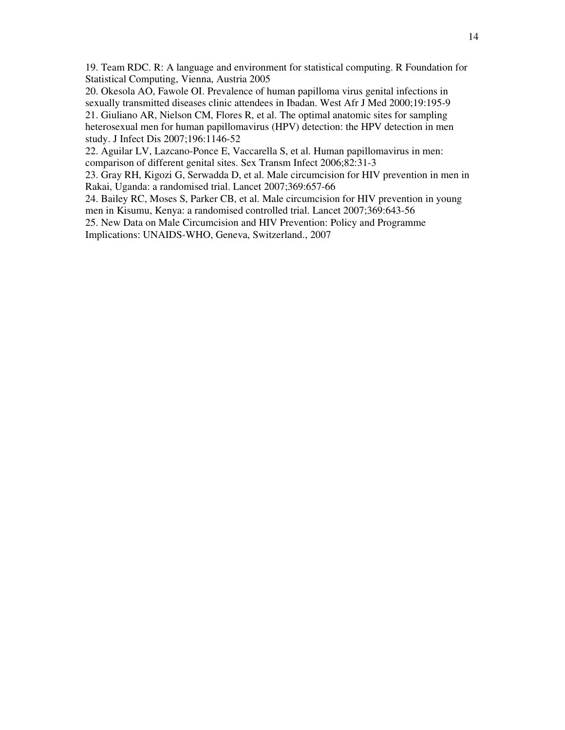19. Team RDC. R: A language and environment for statistical computing. R Foundation for Statistical Computing, Vienna, Austria 2005

20. Okesola AO, Fawole OI. Prevalence of human papilloma virus genital infections in sexually transmitted diseases clinic attendees in Ibadan. West Afr J Med 2000;19:195-9

21. Giuliano AR, Nielson CM, Flores R, et al. The optimal anatomic sites for sampling heterosexual men for human papillomavirus (HPV) detection: the HPV detection in men study. J Infect Dis 2007;196:1146-52

22. Aguilar LV, Lazcano-Ponce E, Vaccarella S, et al. Human papillomavirus in men: comparison of different genital sites. Sex Transm Infect 2006;82:31-3

23. Gray RH, Kigozi G, Serwadda D, et al. Male circumcision for HIV prevention in men in Rakai, Uganda: a randomised trial. Lancet 2007;369:657-66

24. Bailey RC, Moses S, Parker CB, et al. Male circumcision for HIV prevention in young men in Kisumu, Kenya: a randomised controlled trial. Lancet 2007;369:643-56

25. New Data on Male Circumcision and HIV Prevention: Policy and Programme Implications: UNAIDS-WHO, Geneva, Switzerland., 2007